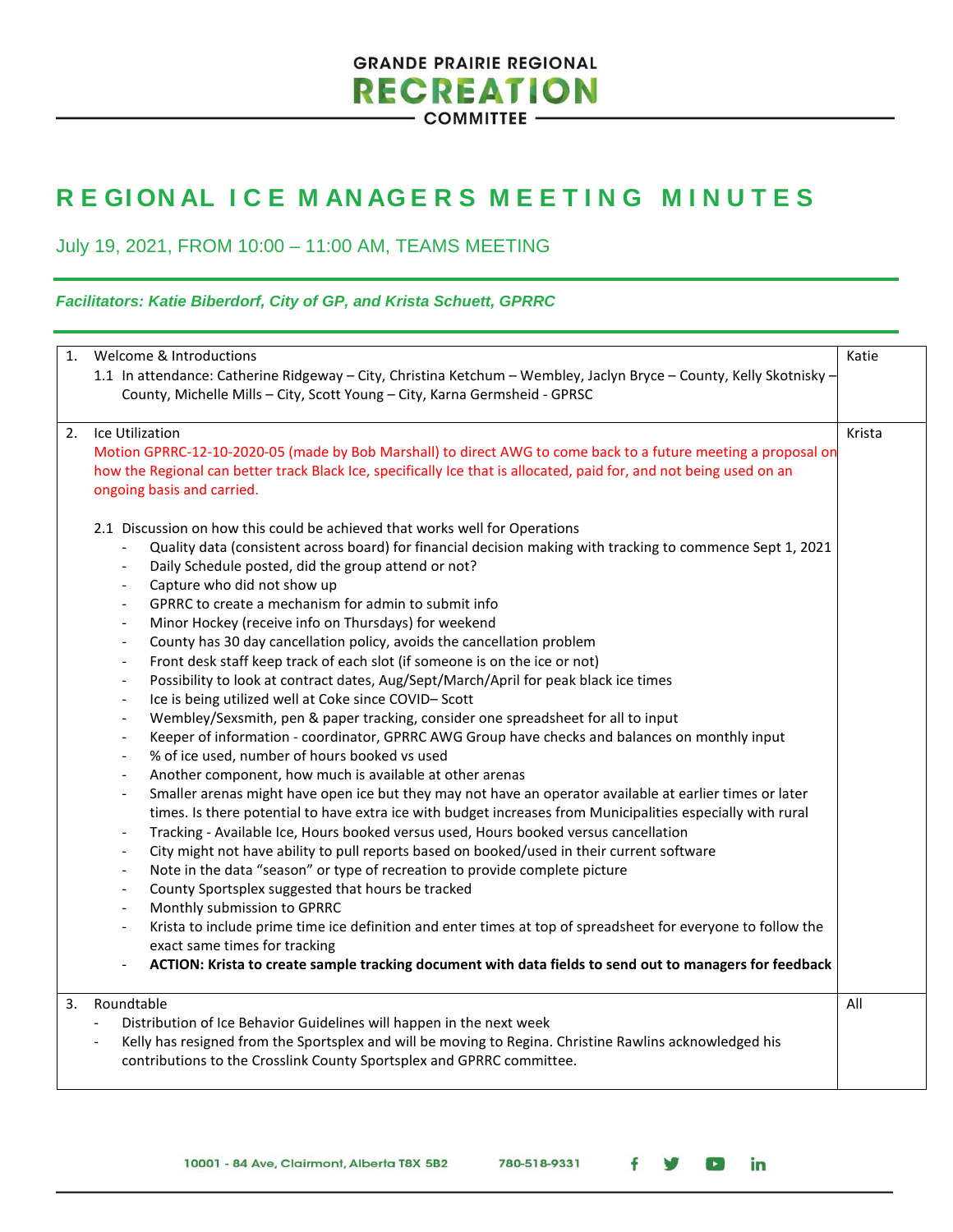GRANDE PRAIRIE REGIONAL
RECREATION
COMMITTEE

# REGIONAL ICE MANAGERS MEETING MINUTES

July 19, 2021, FROM 10:00 – 11:00 AM, TEAMS MEETING

***Facilitators: Katie Biberdorf, City of GP, and Krista Schuett, GPRRC***

| | | |
|---|---|---|
| 1. | Welcome & Introductions<br>1.1 In attendance: Catherine Ridgeway – City, Christina Ketchum – Wembley, Jaclyn Bryce – County, Kelly Skotnisky – County, Michelle Mills – City, Scott Young – City, Karna Germsheid - GPRSC | Katie |
| 2. | Ice Utilization<br>Motion GPRRC-12-10-2020-05 (made by Bob Marshall) to direct AWG to come back to a future meeting a proposal on how the Regional can better track Black Ice, specifically Ice that is allocated, paid for, and not being used on an ongoing basis and carried.<br><br>2.1 Discussion on how this could be achieved that works well for Operations<br>- Quality data (consistent across board) for financial decision making with tracking to commence Sept 1, 2021<br>- Daily Schedule posted, did the group attend or not?<br>- Capture who did not show up<br>- GPRRC to create a mechanism for admin to submit info<br>- Minor Hockey (receive info on Thursdays) for weekend<br>- County has 30 day cancellation policy, avoids the cancellation problem<br>- Front desk staff keep track of each slot (if someone is on the ice or not)<br>- Possibility to look at contract dates, Aug/Sept/March/April for peak black ice times<br>- Ice is being utilized well at Coke since COVID– Scott<br>- Wembley/Sexsmith, pen & paper tracking, consider one spreadsheet for all to input<br>- Keeper of information - coordinator, GPRRC AWG Group have checks and balances on monthly input<br>- % of ice used, number of hours booked vs used<br>- Another component, how much is available at other arenas<br>- Smaller arenas might have open ice but they may not have an operator available at earlier times or later times. Is there potential to have extra ice with budget increases from Municipalities especially with rural<br>- Tracking - Available Ice, Hours booked versus used, Hours booked versus cancellation<br>- City might not have ability to pull reports based on booked/used in their current software<br>- Note in the data "season" or type of recreation to provide complete picture<br>- County Sportsplex suggested that hours be tracked<br>- Monthly submission to GPRRC<br>- Krista to include prime time ice definition and enter times at top of spreadsheet for everyone to follow the exact same times for tracking<br>- **ACTION: Krista to create sample tracking document with data fields to send out to managers for feedback** | Krista |
| 3. | Roundtable<br>- Distribution of Ice Behavior Guidelines will happen in the next week<br>- Kelly has resigned from the Sportsplex and will be moving to Regina. Christine Rawlins acknowledged his contributions to the Crosslink County Sportsplex and GPRRC committee. | All |

10001 - 84 Ave, Clairmont, Alberta T8X 5B2 780-518-9331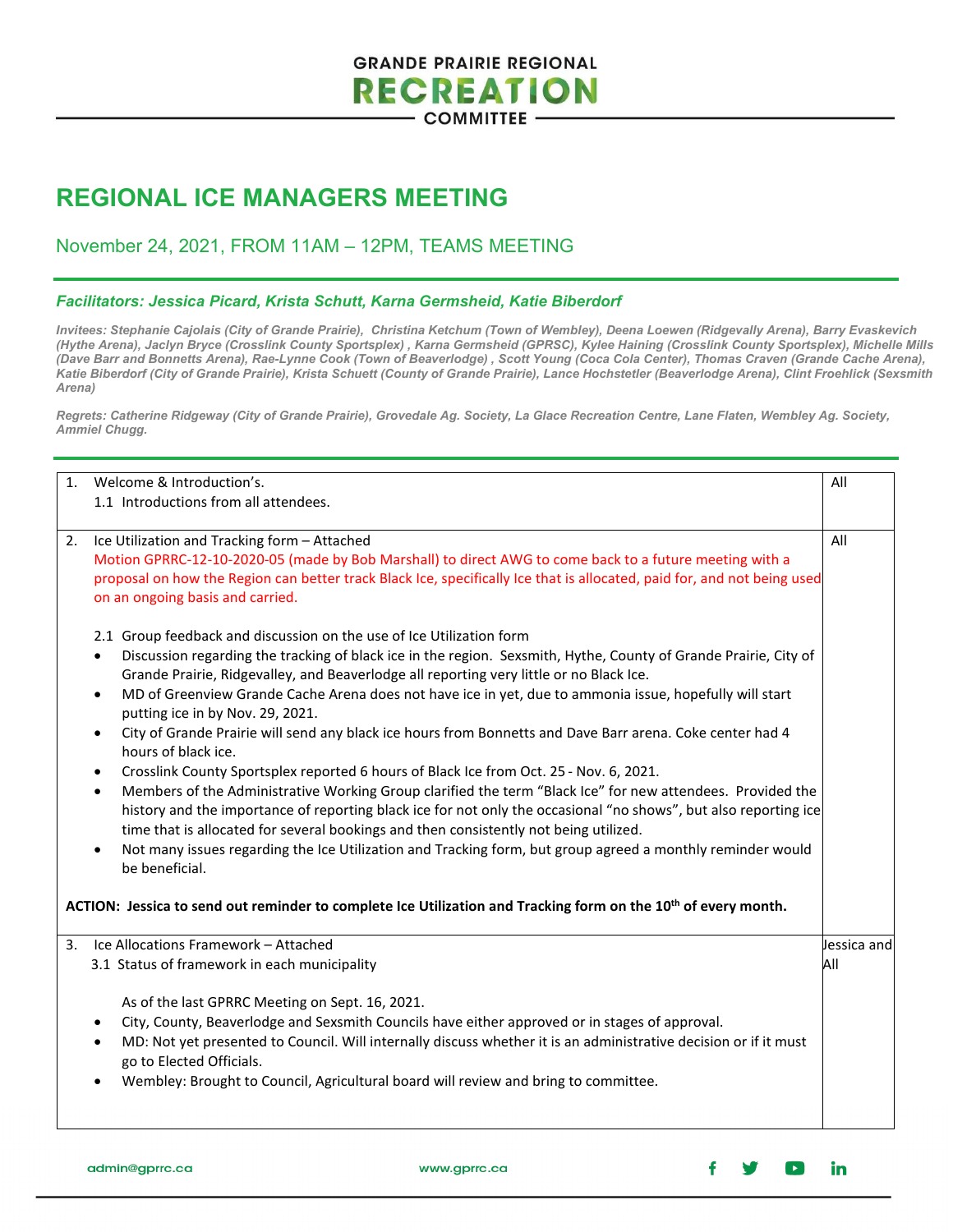**GRANDE PRAIRIE REGIONAL RECREATION COMMITTEE**

# REGIONAL ICE MANAGERS MEETING

## November 24, 2021, FROM 11AM – 12PM, TEAMS MEETING

***Facilitators: Jessica Picard, Krista Schutt, Karna Germsheid, Katie Biberdorf***

*Invitees: Stephanie Cajolais (City of Grande Prairie), Christina Ketchum (Town of Wembley), Deena Loewen (Ridgevally Arena), Barry Evaskevich (Hythe Arena), Jaclyn Bryce (Crosslink County Sportsplex) , Karna Germsheid (GPRSC), Kylee Haining (Crosslink County Sportsplex), Michelle Mills (Dave Barr and Bonnetts Arena), Rae-Lynne Cook (Town of Beaverlodge) , Scott Young (Coca Cola Center), Thomas Craven (Grande Cache Arena), Katie Biberdorf (City of Grande Prairie), Krista Schuett (County of Grande Prairie), Lance Hochstetler (Beaverlodge Arena), Clint Froehlick (Sexsmith Arena)*

*Regrets: Catherine Ridgeway (City of Grande Prairie), Grovedale Ag. Society, La Glace Recreation Centre, Lane Flaten, Wembley Ag. Society, Ammiel Chugg.*

| | |
|---|---|
| 1. Welcome & Introduction's.<br>1.1 Introductions from all attendees. | All |
| 2. Ice Utilization and Tracking form – Attached<br>Motion GPRRC-12-10-2020-05 (made by Bob Marshall) to direct AWG to come back to a future meeting with a proposal on how the Region can better track Black Ice, specifically Ice that is allocated, paid for, and not being used on an ongoing basis and carried.<br><br>2.1 Group feedback and discussion on the use of Ice Utilization form<br>• Discussion regarding the tracking of black ice in the region. Sexsmith, Hythe, County of Grande Prairie, City of Grande Prairie, Ridgevalley, and Beaverlodge all reporting very little or no Black Ice.<br>• MD of Greenview Grande Cache Arena does not have ice in yet, due to ammonia issue, hopefully will start putting ice in by Nov. 29, 2021.<br>• City of Grande Prairie will send any black ice hours from Bonnetts and Dave Barr arena. Coke center had 4 hours of black ice.<br>• Crosslink County Sportsplex reported 6 hours of Black Ice from Oct. 25 - Nov. 6, 2021.<br>• Members of the Administrative Working Group clarified the term "Black Ice" for new attendees. Provided the history and the importance of reporting black ice for not only the occasional "no shows", but also reporting ice time that is allocated for several bookings and then consistently not being utilized.<br>• Not many issues regarding the Ice Utilization and Tracking form, but group agreed a monthly reminder would be beneficial.<br><br>**ACTION: Jessica to send out reminder to complete Ice Utilization and Tracking form on the 10th of every month.** | All |
| 3. Ice Allocations Framework – Attached<br>3.1 Status of framework in each municipality<br><br>As of the last GPRRC Meeting on Sept. 16, 2021.<br>• City, County, Beaverlodge and Sexsmith Councils have either approved or in stages of approval.<br>• MD: Not yet presented to Council. Will internally discuss whether it is an administrative decision or if it must go to Elected Officials.<br>• Wembley: Brought to Council, Agricultural board will review and bring to committee. | Jessica and All |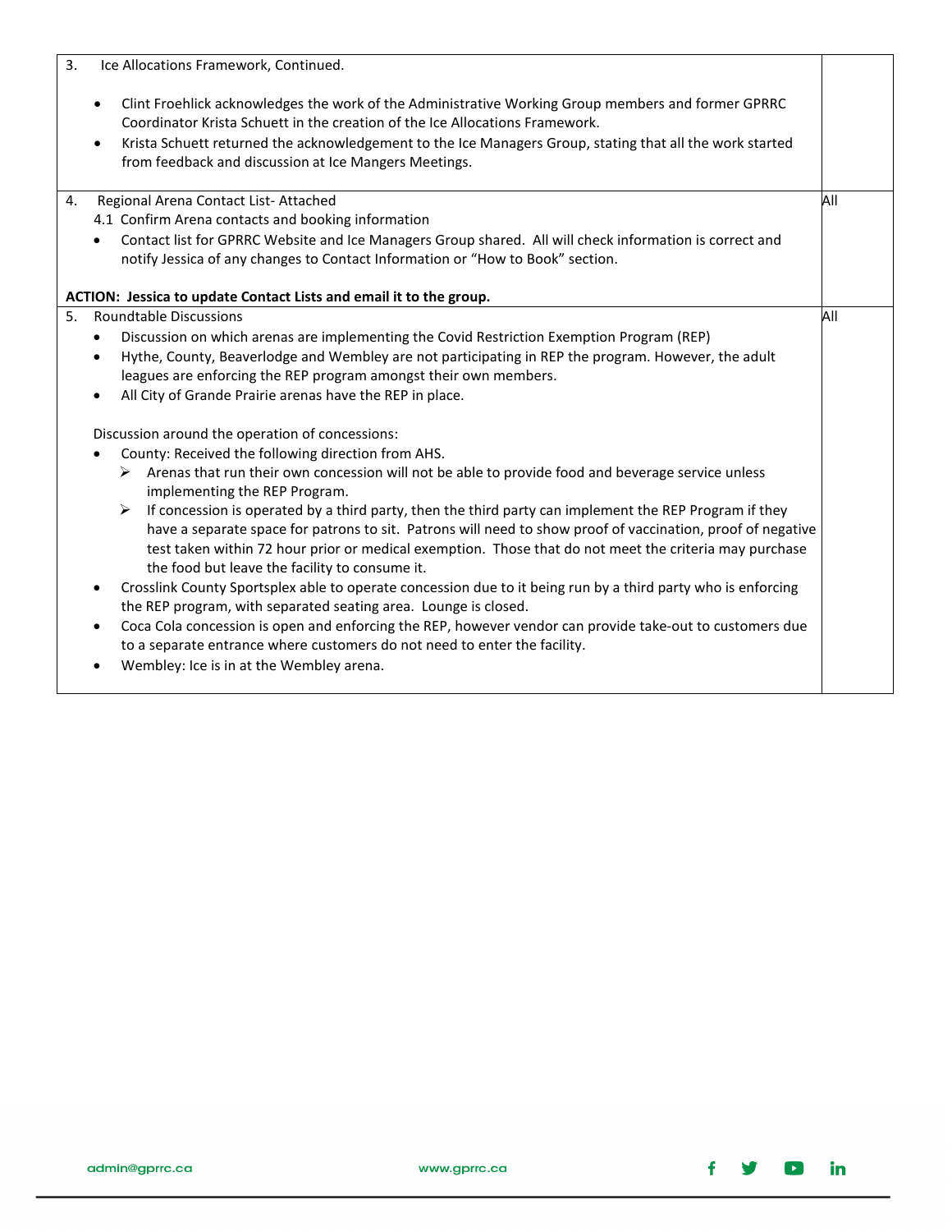| | |
|---|---|
| 3. Ice Allocations Framework, Continued.<br><br>• Clint Froehlick acknowledges the work of the Administrative Working Group members and former GPRRC Coordinator Krista Schuett in the creation of the Ice Allocations Framework.<br>• Krista Schuett returned the acknowledgement to the Ice Managers Group, stating that all the work started from feedback and discussion at Ice Mangers Meetings. | |
| 4. Regional Arena Contact List- Attached<br>4.1 Confirm Arena contacts and booking information<br>• Contact list for GPRRC Website and Ice Managers Group shared. All will check information is correct and notify Jessica of any changes to Contact Information or "How to Book" section.<br><br>**ACTION: Jessica to update Contact Lists and email it to the group.** | All |
| 5. Roundtable Discussions<br>• Discussion on which arenas are implementing the Covid Restriction Exemption Program (REP)<br>• Hythe, County, Beaverlodge and Wembley are not participating in REP the program. However, the adult leagues are enforcing the REP program amongst their own members.<br>• All City of Grande Prairie arenas have the REP in place.<br><br>Discussion around the operation of concessions:<br>• County: Received the following direction from AHS.<br>  ➢ Arenas that run their own concession will not be able to provide food and beverage service unless implementing the REP Program.<br>  ➢ If concession is operated by a third party, then the third party can implement the REP Program if they have a separate space for patrons to sit. Patrons will need to show proof of vaccination, proof of negative test taken within 72 hour prior or medical exemption. Those that do not meet the criteria may purchase the food but leave the facility to consume it.<br>• Crosslink County Sportsplex able to operate concession due to it being run by a third party who is enforcing the REP program, with separated seating area. Lounge is closed.<br>• Coca Cola concession is open and enforcing the REP, however vendor can provide take-out to customers due to a separate entrance where customers do not need to enter the facility.<br>• Wembley: Ice is in at the Wembley arena. | All |